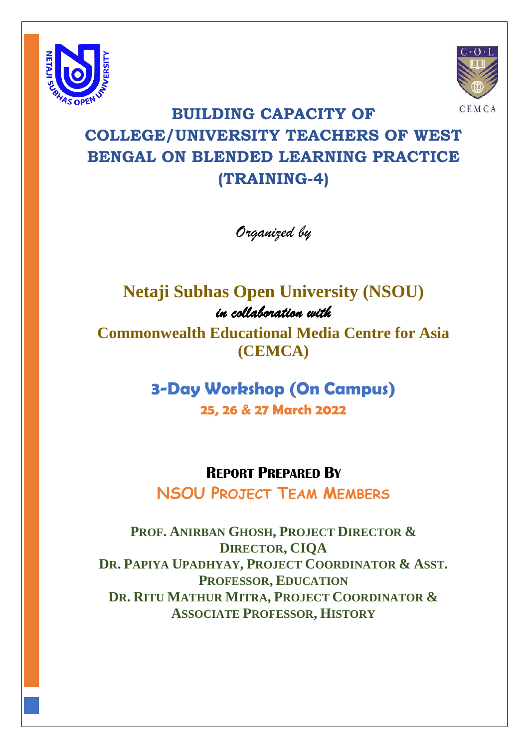# BUILDING CAPACITY OF COLLEGE/UNIVERSITY TEACHERS OF WEST BENGAL ON BLENDED LEARNING PRACTICE (TRAINING-4)

*Organized by*

**Netaji Subhas Open University (NSOU)**

*in collaboration with*

**Commonwealth Educational Media Centre for Asia (CEMCA)**

## 3-Day Workshop (On Campus)

**25, 26 & 27 March 2022**

**REPORT PREPARED BY**

**NSOU PROJECT TEAM MEMBERS**

**PROF. ANIRBAN GHOSH, PROJECT DIRECTOR & DIRECTOR, CIQA**
**DR. PAPIYA UPADHYAY, PROJECT COORDINATOR & ASST. PROFESSOR, EDUCATION**
**DR. RITU MATHUR MITRA, PROJECT COORDINATOR & ASSOCIATE PROFESSOR, HISTORY**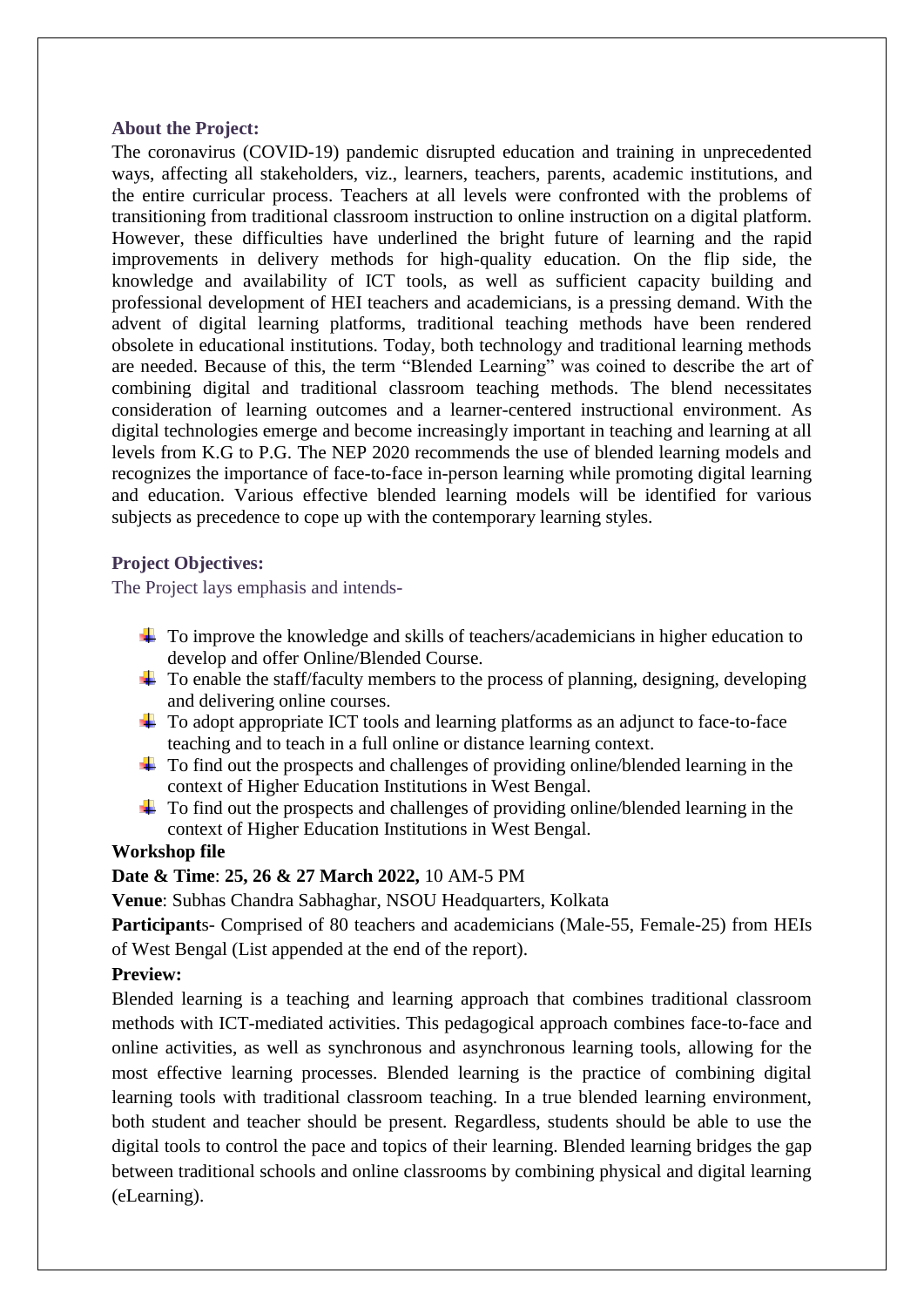### About the Project:

The coronavirus (COVID-19) pandemic disrupted education and training in unprecedented ways, affecting all stakeholders, viz., learners, teachers, parents, academic institutions, and the entire curricular process. Teachers at all levels were confronted with the problems of transitioning from traditional classroom instruction to online instruction on a digital platform. However, these difficulties have underlined the bright future of learning and the rapid improvements in delivery methods for high-quality education. On the flip side, the knowledge and availability of ICT tools, as well as sufficient capacity building and professional development of HEI teachers and academicians, is a pressing demand. With the advent of digital learning platforms, traditional teaching methods have been rendered obsolete in educational institutions. Today, both technology and traditional learning methods are needed. Because of this, the term "Blended Learning" was coined to describe the art of combining digital and traditional classroom teaching methods. The blend necessitates consideration of learning outcomes and a learner-centered instructional environment. As digital technologies emerge and become increasingly important in teaching and learning at all levels from K.G to P.G. The NEP 2020 recommends the use of blended learning models and recognizes the importance of face-to-face in-person learning while promoting digital learning and education. Various effective blended learning models will be identified for various subjects as precedence to cope up with the contemporary learning styles.

### Project Objectives:

The Project lays emphasis and intends-

- To improve the knowledge and skills of teachers/academicians in higher education to develop and offer Online/Blended Course.
- To enable the staff/faculty members to the process of planning, designing, developing and delivering online courses.
- To adopt appropriate ICT tools and learning platforms as an adjunct to face-to-face teaching and to teach in a full online or distance learning context.
- To find out the prospects and challenges of providing online/blended learning in the context of Higher Education Institutions in West Bengal.
- To find out the prospects and challenges of providing online/blended learning in the context of Higher Education Institutions in West Bengal.

**Workshop file**

**Date & Time**: **25, 26 & 27 March 2022,** 10 AM-5 PM

**Venue**: Subhas Chandra Sabhaghar, NSOU Headquarters, Kolkata

**Participant**s- Comprised of 80 teachers and academicians (Male-55, Female-25) from HEIs of West Bengal (List appended at the end of the report).

**Preview:**

Blended learning is a teaching and learning approach that combines traditional classroom methods with ICT-mediated activities. This pedagogical approach combines face-to-face and online activities, as well as synchronous and asynchronous learning tools, allowing for the most effective learning processes. Blended learning is the practice of combining digital learning tools with traditional classroom teaching. In a true blended learning environment, both student and teacher should be present. Regardless, students should be able to use the digital tools to control the pace and topics of their learning. Blended learning bridges the gap between traditional schools and online classrooms by combining physical and digital learning (eLearning).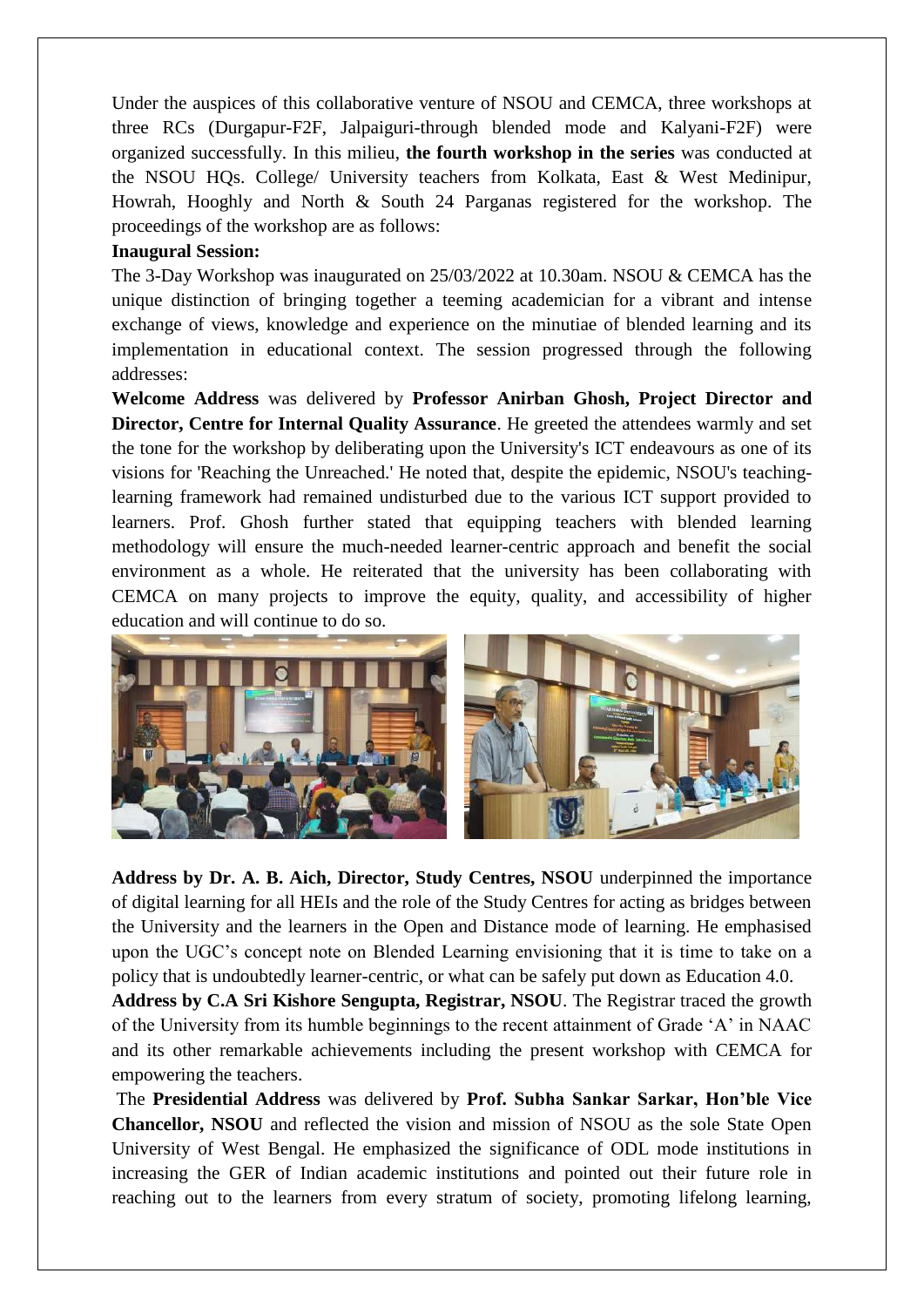Under the auspices of this collaborative venture of NSOU and CEMCA, three workshops at three RCs (Durgapur-F2F, Jalpaiguri-through blended mode and Kalyani-F2F) were organized successfully. In this milieu, **the fourth workshop in the series** was conducted at the NSOU HQs. College/ University teachers from Kolkata, East & West Medinipur, Howrah, Hooghly and North & South 24 Parganas registered for the workshop. The proceedings of the workshop are as follows:

**Inaugural Session:**

The 3-Day Workshop was inaugurated on 25/03/2022 at 10.30am. NSOU & CEMCA has the unique distinction of bringing together a teeming academician for a vibrant and intense exchange of views, knowledge and experience on the minutiae of blended learning and its implementation in educational context. The session progressed through the following addresses:

**Welcome Address** was delivered by **Professor Anirban Ghosh, Project Director and Director, Centre for Internal Quality Assurance**. He greeted the attendees warmly and set the tone for the workshop by deliberating upon the University's ICT endeavours as one of its visions for 'Reaching the Unreached.' He noted that, despite the epidemic, NSOU's teaching-learning framework had remained undisturbed due to the various ICT support provided to learners. Prof. Ghosh further stated that equipping teachers with blended learning methodology will ensure the much-needed learner-centric approach and benefit the social environment as a whole. He reiterated that the university has been collaborating with CEMCA on many projects to improve the equity, quality, and accessibility of higher education and will continue to do so.

**Address by Dr. A. B. Aich, Director, Study Centres, NSOU** underpinned the importance of digital learning for all HEIs and the role of the Study Centres for acting as bridges between the University and the learners in the Open and Distance mode of learning. He emphasised upon the UGC's concept note on Blended Learning envisioning that it is time to take on a policy that is undoubtedly learner-centric, or what can be safely put down as Education 4.0.

**Address by C.A Sri Kishore Sengupta, Registrar, NSOU**. The Registrar traced the growth of the University from its humble beginnings to the recent attainment of Grade 'A' in NAAC and its other remarkable achievements including the present workshop with CEMCA for empowering the teachers.

The **Presidential Address** was delivered by **Prof. Subha Sankar Sarkar, Hon'ble Vice Chancellor, NSOU** and reflected the vision and mission of NSOU as the sole State Open University of West Bengal. He emphasized the significance of ODL mode institutions in increasing the GER of Indian academic institutions and pointed out their future role in reaching out to the learners from every stratum of society, promoting lifelong learning,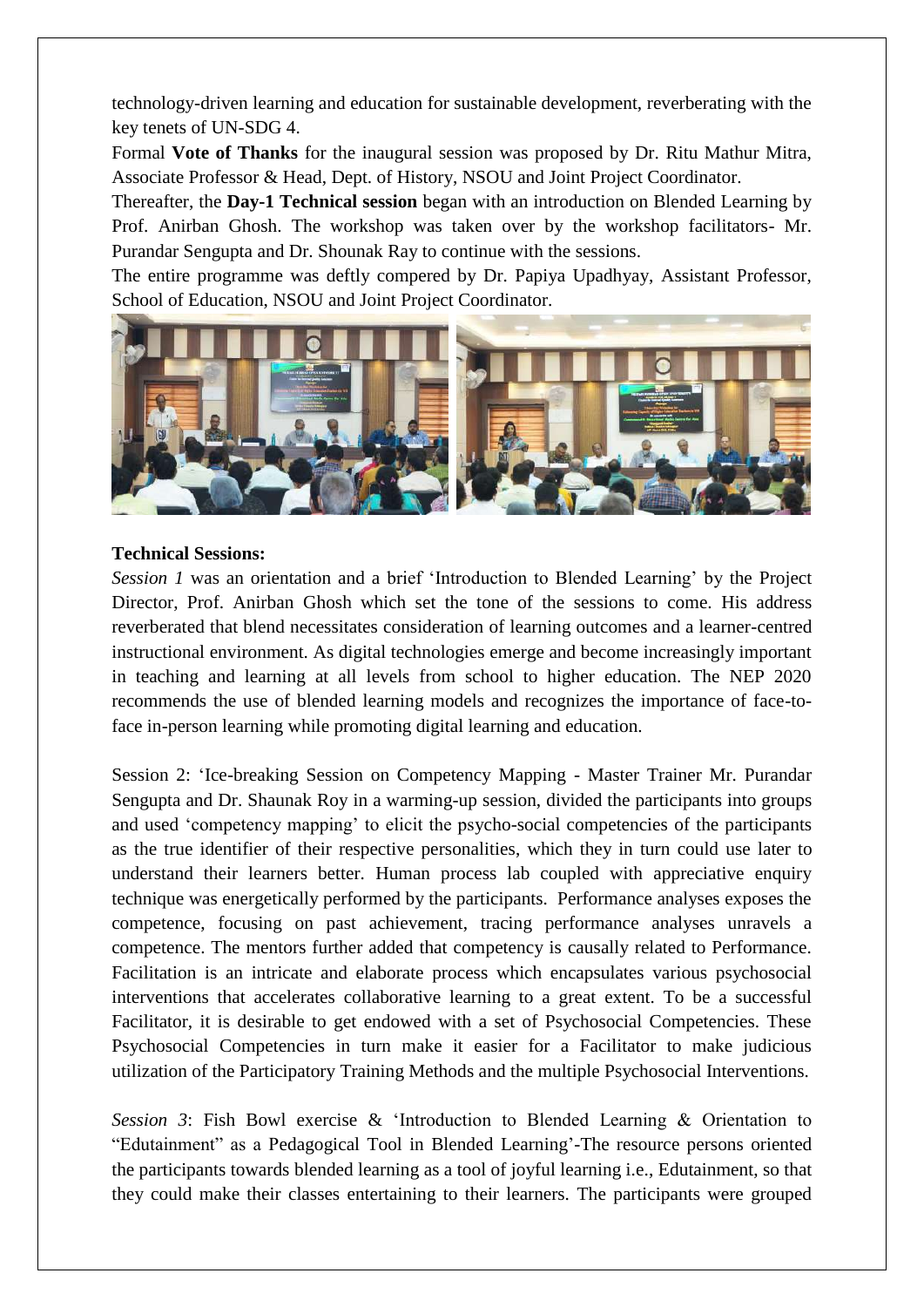technology-driven learning and education for sustainable development, reverberating with the key tenets of UN-SDG 4.

Formal **Vote of Thanks** for the inaugural session was proposed by Dr. Ritu Mathur Mitra, Associate Professor & Head, Dept. of History, NSOU and Joint Project Coordinator.

Thereafter, the **Day-1 Technical session** began with an introduction on Blended Learning by Prof. Anirban Ghosh. The workshop was taken over by the workshop facilitators- Mr. Purandar Sengupta and Dr. Shounak Ray to continue with the sessions.

The entire programme was deftly compered by Dr. Papiya Upadhyay, Assistant Professor, School of Education, NSOU and Joint Project Coordinator.

**Technical Sessions:**

*Session 1* was an orientation and a brief 'Introduction to Blended Learning' by the Project Director, Prof. Anirban Ghosh which set the tone of the sessions to come. His address reverberated that blend necessitates consideration of learning outcomes and a learner-centred instructional environment. As digital technologies emerge and become increasingly important in teaching and learning at all levels from school to higher education. The NEP 2020 recommends the use of blended learning models and recognizes the importance of face-to-face in-person learning while promoting digital learning and education.

Session 2: 'Ice-breaking Session on Competency Mapping - Master Trainer Mr. Purandar Sengupta and Dr. Shaunak Roy in a warming-up session, divided the participants into groups and used 'competency mapping' to elicit the psycho-social competencies of the participants as the true identifier of their respective personalities, which they in turn could use later to understand their learners better. Human process lab coupled with appreciative enquiry technique was energetically performed by the participants. Performance analyses exposes the competence, focusing on past achievement, tracing performance analyses unravels a competence. The mentors further added that competency is causally related to Performance. Facilitation is an intricate and elaborate process which encapsulates various psychosocial interventions that accelerates collaborative learning to a great extent. To be a successful Facilitator, it is desirable to get endowed with a set of Psychosocial Competencies. These Psychosocial Competencies in turn make it easier for a Facilitator to make judicious utilization of the Participatory Training Methods and the multiple Psychosocial Interventions.

*Session 3*: Fish Bowl exercise & 'Introduction to Blended Learning & Orientation to "Edutainment" as a Pedagogical Tool in Blended Learning'-The resource persons oriented the participants towards blended learning as a tool of joyful learning i.e., Edutainment, so that they could make their classes entertaining to their learners. The participants were grouped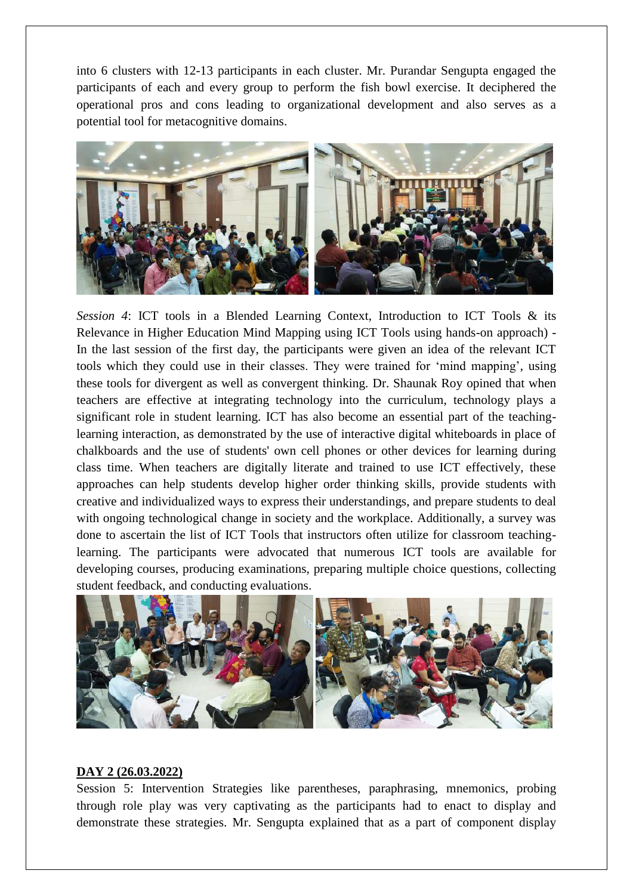into 6 clusters with 12-13 participants in each cluster. Mr. Purandar Sengupta engaged the participants of each and every group to perform the fish bowl exercise. It deciphered the operational pros and cons leading to organizational development and also serves as a potential tool for metacognitive domains.

*Session 4*: ICT tools in a Blended Learning Context, Introduction to ICT Tools & its Relevance in Higher Education Mind Mapping using ICT Tools using hands-on approach) - In the last session of the first day, the participants were given an idea of the relevant ICT tools which they could use in their classes. They were trained for 'mind mapping', using these tools for divergent as well as convergent thinking. Dr. Shaunak Roy opined that when teachers are effective at integrating technology into the curriculum, technology plays a significant role in student learning. ICT has also become an essential part of the teaching-learning interaction, as demonstrated by the use of interactive digital whiteboards in place of chalkboards and the use of students' own cell phones or other devices for learning during class time. When teachers are digitally literate and trained to use ICT effectively, these approaches can help students develop higher order thinking skills, provide students with creative and individualized ways to express their understandings, and prepare students to deal with ongoing technological change in society and the workplace. Additionally, a survey was done to ascertain the list of ICT Tools that instructors often utilize for classroom teaching-learning. The participants were advocated that numerous ICT tools are available for developing courses, producing examinations, preparing multiple choice questions, collecting student feedback, and conducting evaluations.

**DAY 2 (26.03.2022)**

Session 5: Intervention Strategies like parentheses, paraphrasing, mnemonics, probing through role play was very captivating as the participants had to enact to display and demonstrate these strategies. Mr. Sengupta explained that as a part of component display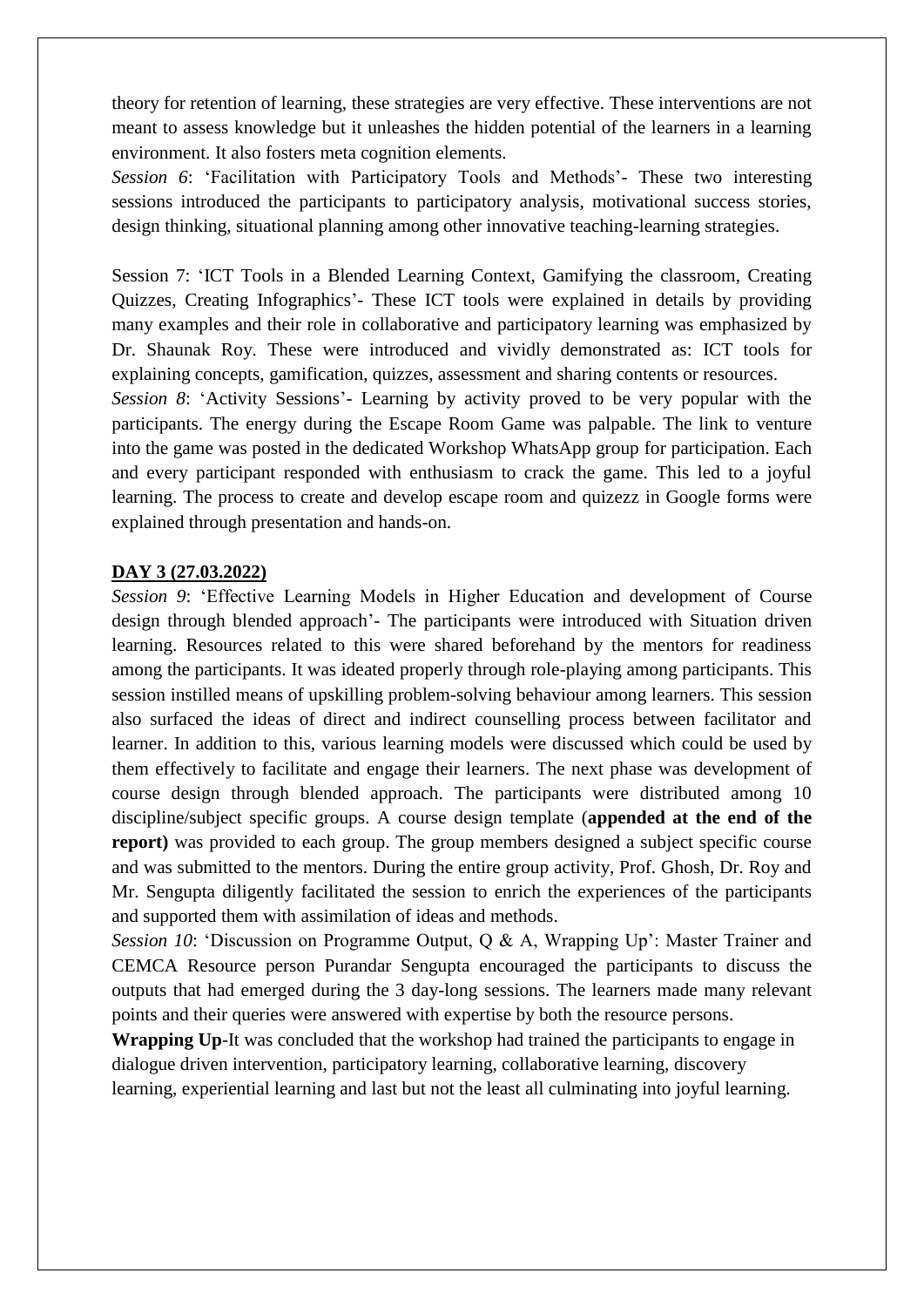theory for retention of learning, these strategies are very effective. These interventions are not meant to assess knowledge but it unleashes the hidden potential of the learners in a learning environment. It also fosters meta cognition elements.

*Session 6*: 'Facilitation with Participatory Tools and Methods'- These two interesting sessions introduced the participants to participatory analysis, motivational success stories, design thinking, situational planning among other innovative teaching-learning strategies.

Session 7: 'ICT Tools in a Blended Learning Context, Gamifying the classroom, Creating Quizzes, Creating Infographics'- These ICT tools were explained in details by providing many examples and their role in collaborative and participatory learning was emphasized by Dr. Shaunak Roy. These were introduced and vividly demonstrated as: ICT tools for explaining concepts, gamification, quizzes, assessment and sharing contents or resources.

*Session 8*: 'Activity Sessions'- Learning by activity proved to be very popular with the participants. The energy during the Escape Room Game was palpable. The link to venture into the game was posted in the dedicated Workshop WhatsApp group for participation. Each and every participant responded with enthusiasm to crack the game. This led to a joyful learning. The process to create and develop escape room and quizezz in Google forms were explained through presentation and hands-on.

**DAY 3 (27.03.2022)**

*Session 9*: 'Effective Learning Models in Higher Education and development of Course design through blended approach'- The participants were introduced with Situation driven learning. Resources related to this were shared beforehand by the mentors for readiness among the participants. It was ideated properly through role-playing among participants. This session instilled means of upskilling problem-solving behaviour among learners. This session also surfaced the ideas of direct and indirect counselling process between facilitator and learner. In addition to this, various learning models were discussed which could be used by them effectively to facilitate and engage their learners. The next phase was development of course design through blended approach. The participants were distributed among 10 discipline/subject specific groups. A course design template (**appended at the end of the report)** was provided to each group. The group members designed a subject specific course and was submitted to the mentors. During the entire group activity, Prof. Ghosh, Dr. Roy and Mr. Sengupta diligently facilitated the session to enrich the experiences of the participants and supported them with assimilation of ideas and methods.

*Session 10*: 'Discussion on Programme Output, Q & A, Wrapping Up': Master Trainer and CEMCA Resource person Purandar Sengupta encouraged the participants to discuss the outputs that had emerged during the 3 day-long sessions. The learners made many relevant points and their queries were answered with expertise by both the resource persons.

**Wrapping Up**-It was concluded that the workshop had trained the participants to engage in dialogue driven intervention, participatory learning, collaborative learning, discovery learning, experiential learning and last but not the least all culminating into joyful learning.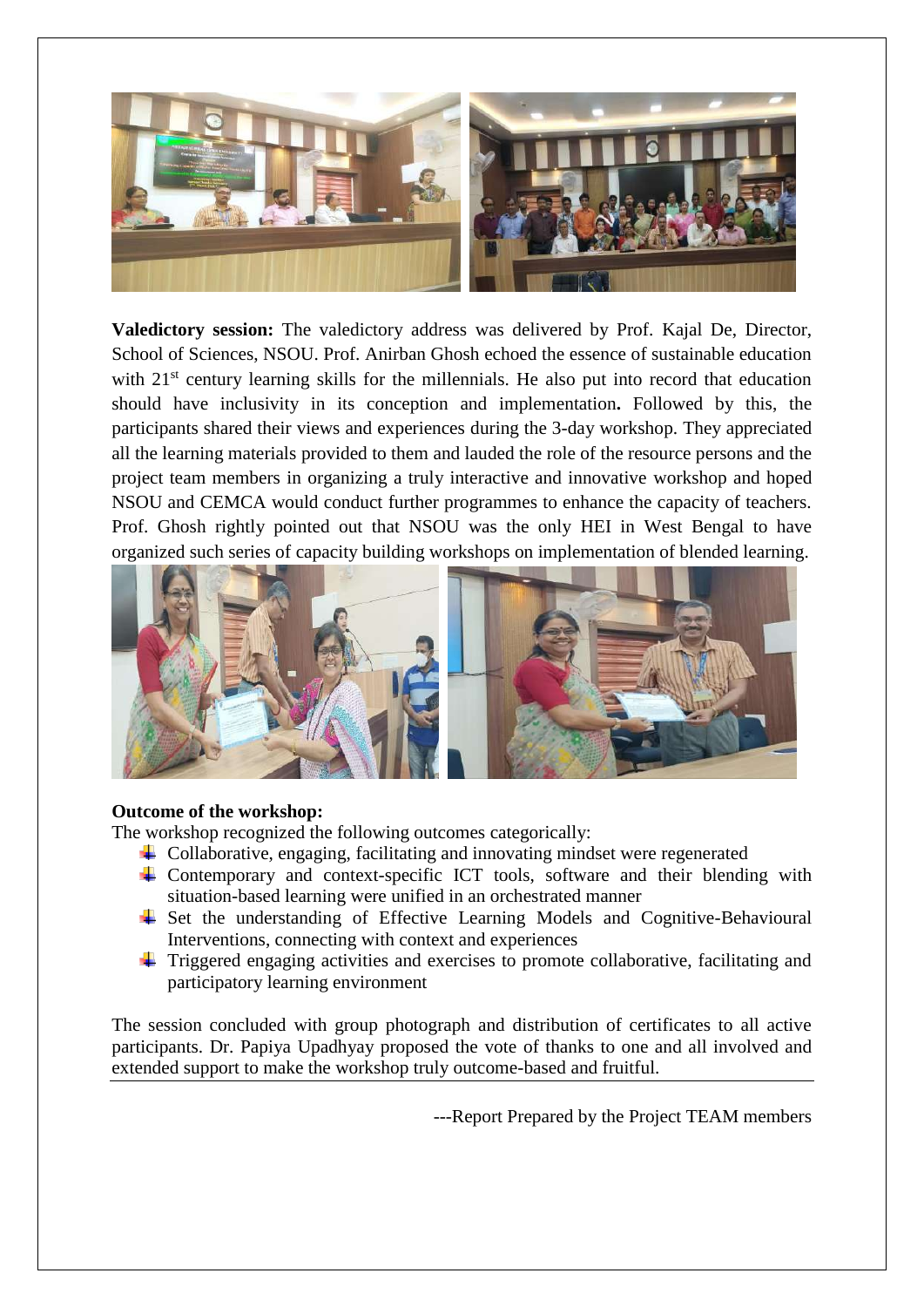**Valedictory session:** The valedictory address was delivered by Prof. Kajal De, Director, School of Sciences, NSOU. Prof. Anirban Ghosh echoed the essence of sustainable education with 21st century learning skills for the millennials. He also put into record that education should have inclusivity in its conception and implementation**.** Followed by this, the participants shared their views and experiences during the 3-day workshop. They appreciated all the learning materials provided to them and lauded the role of the resource persons and the project team members in organizing a truly interactive and innovative workshop and hoped NSOU and CEMCA would conduct further programmes to enhance the capacity of teachers. Prof. Ghosh rightly pointed out that NSOU was the only HEI in West Bengal to have organized such series of capacity building workshops on implementation of blended learning.

**Outcome of the workshop:**

The workshop recognized the following outcomes categorically:

- Collaborative, engaging, facilitating and innovating mindset were regenerated
- Contemporary and context-specific ICT tools, software and their blending with situation-based learning were unified in an orchestrated manner
- Set the understanding of Effective Learning Models and Cognitive-Behavioural Interventions, connecting with context and experiences
- Triggered engaging activities and exercises to promote collaborative, facilitating and participatory learning environment

The session concluded with group photograph and distribution of certificates to all active participants. Dr. Papiya Upadhyay proposed the vote of thanks to one and all involved and extended support to make the workshop truly outcome-based and fruitful.

---Report Prepared by the Project TEAM members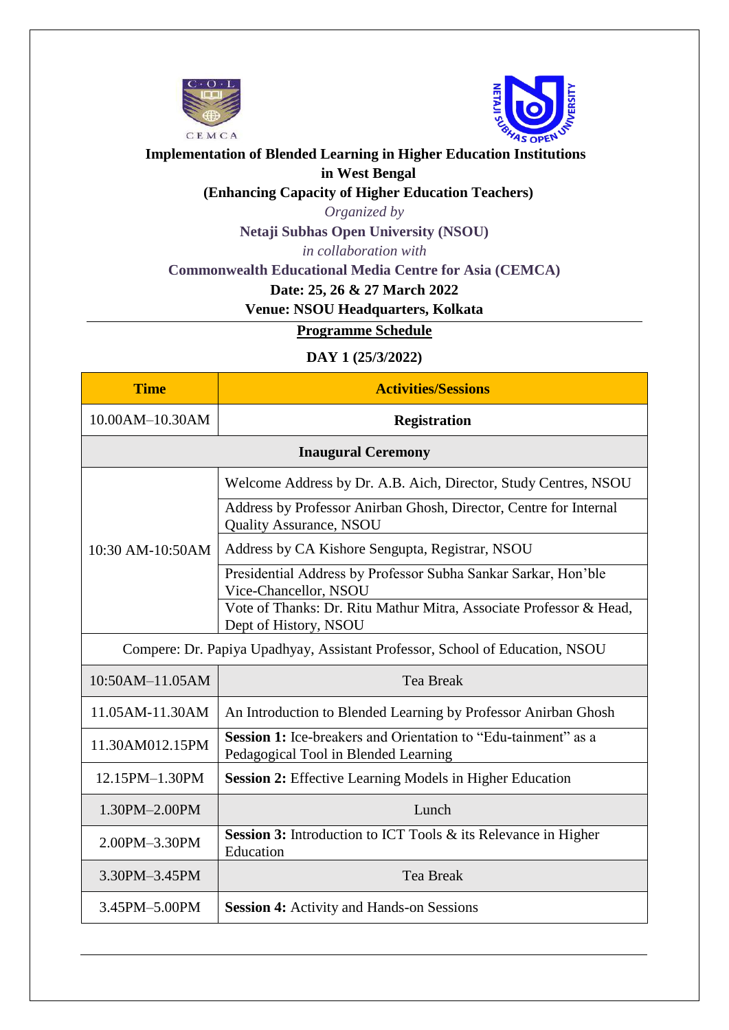**Implementation of Blended Learning in Higher Education Institutions in West Bengal**

**(Enhancing Capacity of Higher Education Teachers)**

*Organized by*

**Netaji Subhas Open University (NSOU)**

*in collaboration with*

**Commonwealth Educational Media Centre for Asia (CEMCA)**

**Date: 25, 26 & 27 March 2022**

**Venue: NSOU Headquarters, Kolkata**

---

**Programme Schedule**

**DAY 1 (25/3/2022)**

| Time | Activities/Sessions |
|---|---|
| 10.00AM–10.30AM | **Registration** |
| **Inaugural Ceremony** | |
| 10:30 AM-10:50AM | Welcome Address by Dr. A.B. Aich, Director, Study Centres, NSOU |
| | Address by Professor Anirban Ghosh, Director, Centre for Internal Quality Assurance, NSOU |
| | Address by CA Kishore Sengupta, Registrar, NSOU |
| | Presidential Address by Professor Subha Sankar Sarkar, Hon'ble Vice-Chancellor, NSOU |
| | Vote of Thanks: Dr. Ritu Mathur Mitra, Associate Professor & Head, Dept of History, NSOU |
| Compere: Dr. Papiya Upadhyay, Assistant Professor, School of Education, NSOU | |
| 10:50AM–11.05AM | Tea Break |
| 11.05AM-11.30AM | An Introduction to Blended Learning by Professor Anirban Ghosh |
| 11.30AM012.15PM | **Session 1:** Ice-breakers and Orientation to "Edu-tainment" as a Pedagogical Tool in Blended Learning |
| 12.15PM–1.30PM | **Session 2:** Effective Learning Models in Higher Education |
| 1.30PM–2.00PM | Lunch |
| 2.00PM–3.30PM | **Session 3:** Introduction to ICT Tools & its Relevance in Higher Education |
| 3.30PM–3.45PM | Tea Break |
| 3.45PM–5.00PM | **Session 4:** Activity and Hands-on Sessions |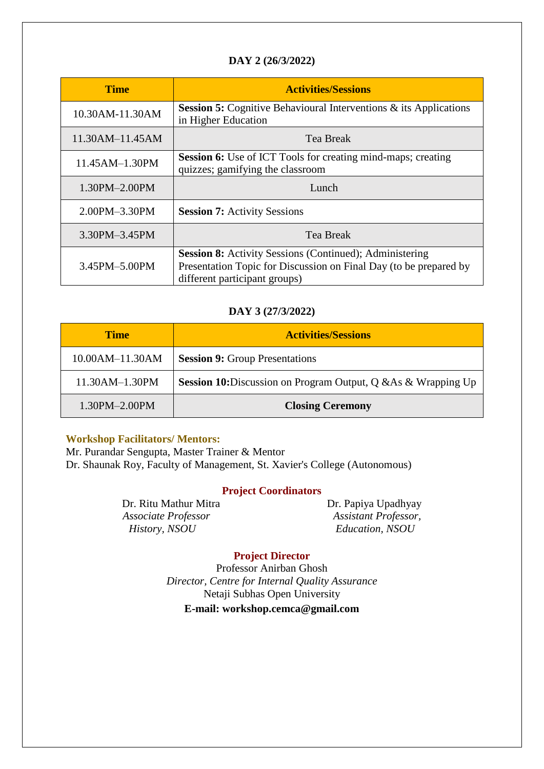**DAY 2 (26/3/2022)**

| Time | Activities/Sessions |
|---|---|
| 10.30AM-11.30AM | **Session 5:** Cognitive Behavioural Interventions & its Applications in Higher Education |
| 11.30AM–11.45AM | Tea Break |
| 11.45AM–1.30PM | **Session 6:** Use of ICT Tools for creating mind-maps; creating quizzes; gamifying the classroom |
| 1.30PM–2.00PM | Lunch |
| 2.00PM–3.30PM | **Session 7:** Activity Sessions |
| 3.30PM–3.45PM | Tea Break |
| 3.45PM–5.00PM | **Session 8:** Activity Sessions (Continued); Administering Presentation Topic for Discussion on Final Day (to be prepared by different participant groups) |

**DAY 3 (27/3/2022)**

| Time | Activities/Sessions |
|---|---|
| 10.00AM–11.30AM | **Session 9:** Group Presentations |
| 11.30AM–1.30PM | **Session 10:**Discussion on Program Output, Q &As & Wrapping Up |
| 1.30PM–2.00PM | **Closing Ceremony** |

**Workshop Facilitators/ Mentors:**
Mr. Purandar Sengupta, Master Trainer & Mentor
Dr. Shaunak Roy, Faculty of Management, St. Xavier's College (Autonomous)

**Project Coordinators**

Dr. Ritu Mathur Mitra
*Associate Professor*
*History, NSOU*

Dr. Papiya Upadhyay
*Assistant Professor,*
*Education, NSOU*

**Project Director**
Professor Anirban Ghosh
*Director, Centre for Internal Quality Assurance*
Netaji Subhas Open University
**E-mail: workshop.cemca@gmail.com**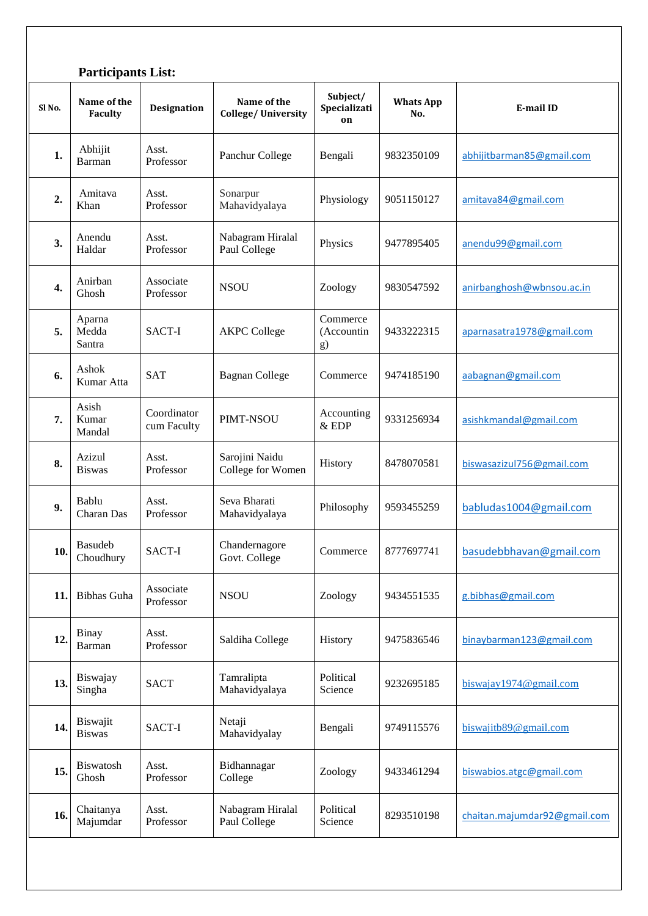**Participants List:**

| Sl No. | Name of the Faculty | Designation | Name of the College/ University | Subject/ Specialization | Whats App No. | E-mail ID |
|---|---|---|---|---|---|---|
| 1. | Abhijit Barman | Asst. Professor | Panchur College | Bengali | 9832350109 | abhijitbarman85@gmail.com |
| 2. | Amitava Khan | Asst. Professor | Sonarpur Mahavidyalaya | Physiology | 9051150127 | amitava84@gmail.com |
| 3. | Anendu Haldar | Asst. Professor | Nabagram Hiralal Paul College | Physics | 9477895405 | anendu99@gmail.com |
| 4. | Anirban Ghosh | Associate Professor | NSOU | Zoology | 9830547592 | anirbanghosh@wbnsou.ac.in |
| 5. | Aparna Medda Santra | SACT-I | AKPC College | Commerce (Accounting) | 9433222315 | aparnasatra1978@gmail.com |
| 6. | Ashok Kumar Atta | SAT | Bagnan College | Commerce | 9474185190 | aabagnan@gmail.com |
| 7. | Asish Kumar Mandal | Coordinator cum Faculty | PIMT-NSOU | Accounting & EDP | 9331256934 | asishkmandal@gmail.com |
| 8. | Azizul Biswas | Asst. Professor | Sarojini Naidu College for Women | History | 8478070581 | biswasazizul756@gmail.com |
| 9. | Bablu Charan Das | Asst. Professor | Seva Bharati Mahavidyalaya | Philosophy | 9593455259 | babludas1004@gmail.com |
| 10. | Basudeb Choudhury | SACT-I | Chandernagore Govt. College | Commerce | 8777697741 | basudebbhavan@gmail.com |
| 11. | Bibhas Guha | Associate Professor | NSOU | Zoology | 9434551535 | g.bibhas@gmail.com |
| 12. | Binay Barman | Asst. Professor | Saldiha College | History | 9475836546 | binaybarman123@gmail.com |
| 13. | Biswajay Singha | SACT | Tamralipta Mahavidyalaya | Political Science | 9232695185 | biswajay1974@gmail.com |
| 14. | Biswajit Biswas | SACT-I | Netaji Mahavidyalay | Bengali | 9749115576 | biswajitb89@gmail.com |
| 15. | Biswatosh Ghosh | Asst. Professor | Bidhannagar College | Zoology | 9433461294 | biswabios.atgc@gmail.com |
| 16. | Chaitanya Majumdar | Asst. Professor | Nabagram Hiralal Paul College | Political Science | 8293510198 | chaitan.majumdar92@gmail.com |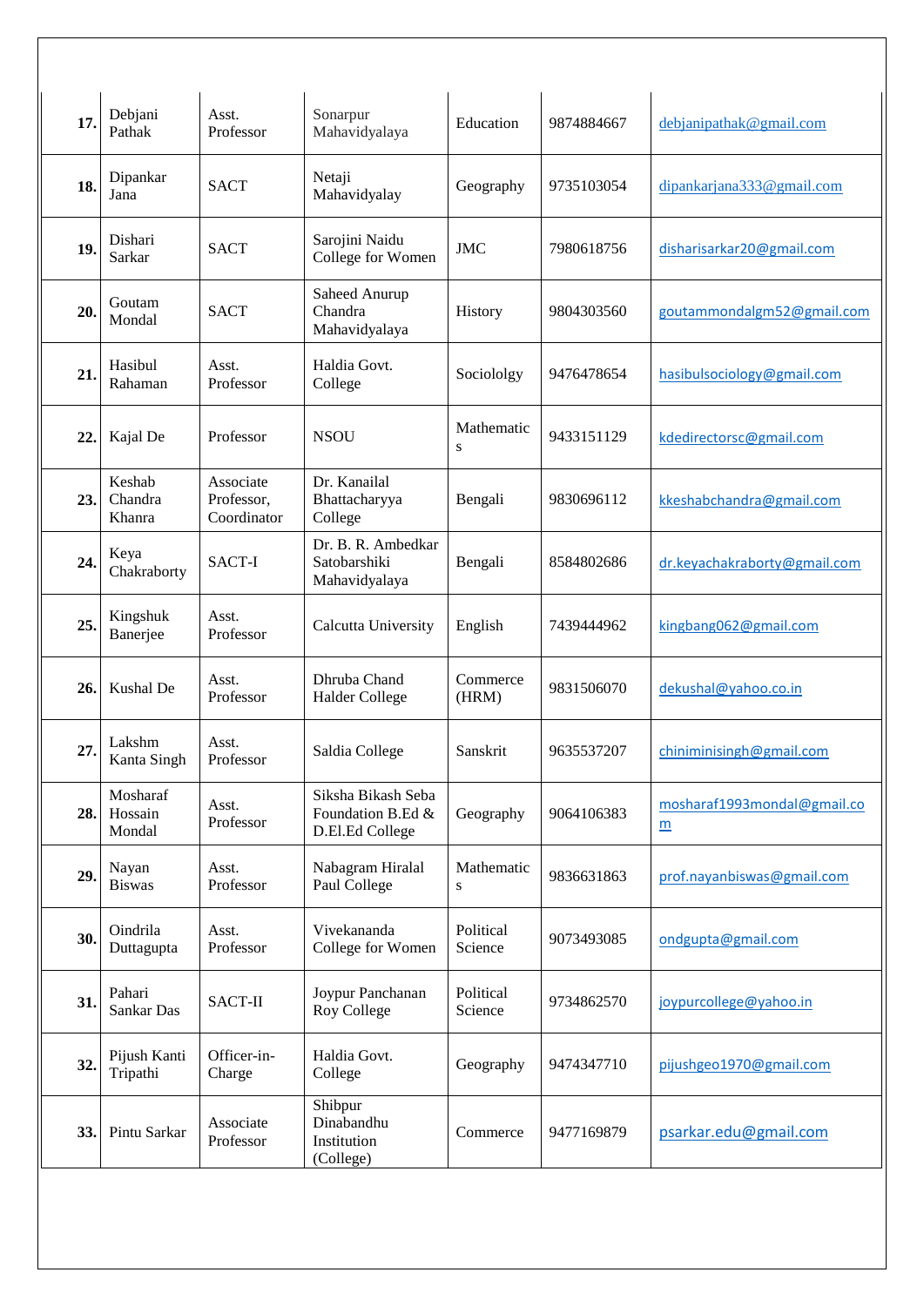| | | | | | | |
|---|---|---|---|---|---|---|
| **17.** | Debjani Pathak | Asst. Professor | Sonarpur Mahavidyalaya | Education | 9874884667 | debjanipathak@gmail.com |
| **18.** | Dipankar Jana | SACT | Netaji Mahavidyalay | Geography | 9735103054 | dipankarjana333@gmail.com |
| **19.** | Dishari Sarkar | SACT | Sarojini Naidu College for Women | JMC | 7980618756 | disharisarkar20@gmail.com |
| **20.** | Goutam Mondal | SACT | Saheed Anurup Chandra Mahavidyalaya | History | 9804303560 | goutammondalgm52@gmail.com |
| **21.** | Hasibul Rahaman | Asst. Professor | Haldia Govt. College | Sociololgy | 9476478654 | hasibulsociology@gmail.com |
| **22.** | Kajal De | Professor | NSOU | Mathematics | 9433151129 | kdedirectorsc@gmail.com |
| **23.** | Keshab Chandra Khanra | Associate Professor, Coordinator | Dr. Kanailal Bhattacharyya College | Bengali | 9830696112 | kkeshabchandra@gmail.com |
| **24.** | Keya Chakraborty | SACT-I | Dr. B. R. Ambedkar Satobarshiki Mahavidyalaya | Bengali | 8584802686 | dr.keyachakraborty@gmail.com |
| **25.** | Kingshuk Banerjee | Asst. Professor | Calcutta University | English | 7439444962 | kingbang062@gmail.com |
| **26.** | Kushal De | Asst. Professor | Dhruba Chand Halder College | Commerce (HRM) | 9831506070 | dekushal@yahoo.co.in |
| **27.** | Lakshm Kanta Singh | Asst. Professor | Saldia College | Sanskrit | 9635537207 | chiniminisingh@gmail.com |
| **28.** | Mosharaf Hossain Mondal | Asst. Professor | Siksha Bikash Seba Foundation B.Ed & D.El.Ed College | Geography | 9064106383 | mosharaf1993mondal@gmail.com |
| **29.** | Nayan Biswas | Asst. Professor | Nabagram Hiralal Paul College | Mathematics | 9836631863 | prof.nayanbiswas@gmail.com |
| **30.** | Oindrila Duttagupta | Asst. Professor | Vivekananda College for Women | Political Science | 9073493085 | ondgupta@gmail.com |
| **31.** | Pahari Sankar Das | SACT-II | Joypur Panchanan Roy College | Political Science | 9734862570 | joypurcollege@yahoo.in |
| **32.** | Pijush Kanti Tripathi | Officer-in-Charge | Haldia Govt. College | Geography | 9474347710 | pijushgeo1970@gmail.com |
| **33.** | Pintu Sarkar | Associate Professor | Shibpur Dinabandhu Institution (College) | Commerce | 9477169879 | psarkar.edu@gmail.com |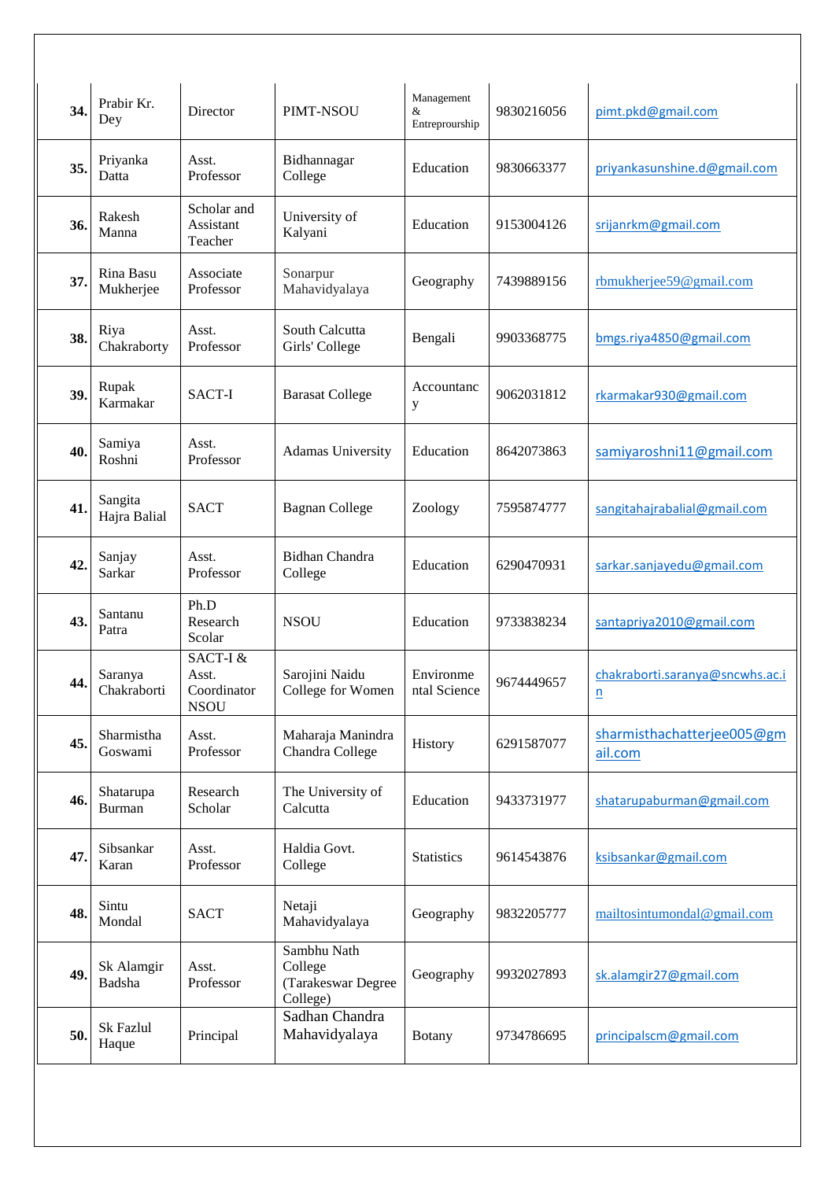| 34. | Prabir Kr. Dey | Director | PIMT-NSOU | Management & Entreprourship | 9830216056 | pimt.pkd@gmail.com |
|---|---|---|---|---|---|---|
| 35. | Priyanka Datta | Asst. Professor | Bidhannagar College | Education | 9830663377 | priyankasunshine.d@gmail.com |
| 36. | Rakesh Manna | Scholar and Assistant Teacher | University of Kalyani | Education | 9153004126 | srijanrkm@gmail.com |
| 37. | Rina Basu Mukherjee | Associate Professor | Sonarpur Mahavidyalaya | Geography | 7439889156 | rbmukherjee59@gmail.com |
| 38. | Riya Chakraborty | Asst. Professor | South Calcutta Girls' College | Bengali | 9903368775 | bmgs.riya4850@gmail.com |
| 39. | Rupak Karmakar | SACT-I | Barasat College | Accountancy | 9062031812 | rkarmakar930@gmail.com |
| 40. | Samiya Roshni | Asst. Professor | Adamas University | Education | 8642073863 | samiyaroshni11@gmail.com |
| 41. | Sangita Hajra Balial | SACT | Bagnan College | Zoology | 7595874777 | sangitahajrabalial@gmail.com |
| 42. | Sanjay Sarkar | Asst. Professor | Bidhan Chandra College | Education | 6290470931 | sarkar.sanjayedu@gmail.com |
| 43. | Santanu Patra | Ph.D Research Scolar | NSOU | Education | 9733838234 | santapriya2010@gmail.com |
| 44. | Saranya Chakraborti | SACT-I & Asst. Coordinator NSOU | Sarojini Naidu College for Women | Environmental Science | 9674449657 | chakraborti.saranya@sncwhs.ac.in |
| 45. | Sharmistha Goswami | Asst. Professor | Maharaja Manindra Chandra College | History | 6291587077 | sharmisthachatterjee005@gmail.com |
| 46. | Shatarupa Burman | Research Scholar | The University of Calcutta | Education | 9433731977 | shatarupaburman@gmail.com |
| 47. | Sibsankar Karan | Asst. Professor | Haldia Govt. College | Statistics | 9614543876 | ksibsankar@gmail.com |
| 48. | Sintu Mondal | SACT | Netaji Mahavidyalaya | Geography | 9832205777 | mailtosintumondal@gmail.com |
| 49. | Sk Alamgir Badsha | Asst. Professor | Sambhu Nath College (Tarakeswar Degree College) | Geography | 9932027893 | sk.alamgir27@gmail.com |
| 50. | Sk Fazlul Haque | Principal | Sadhan Chandra Mahavidyalaya | Botany | 9734786695 | principalscm@gmail.com |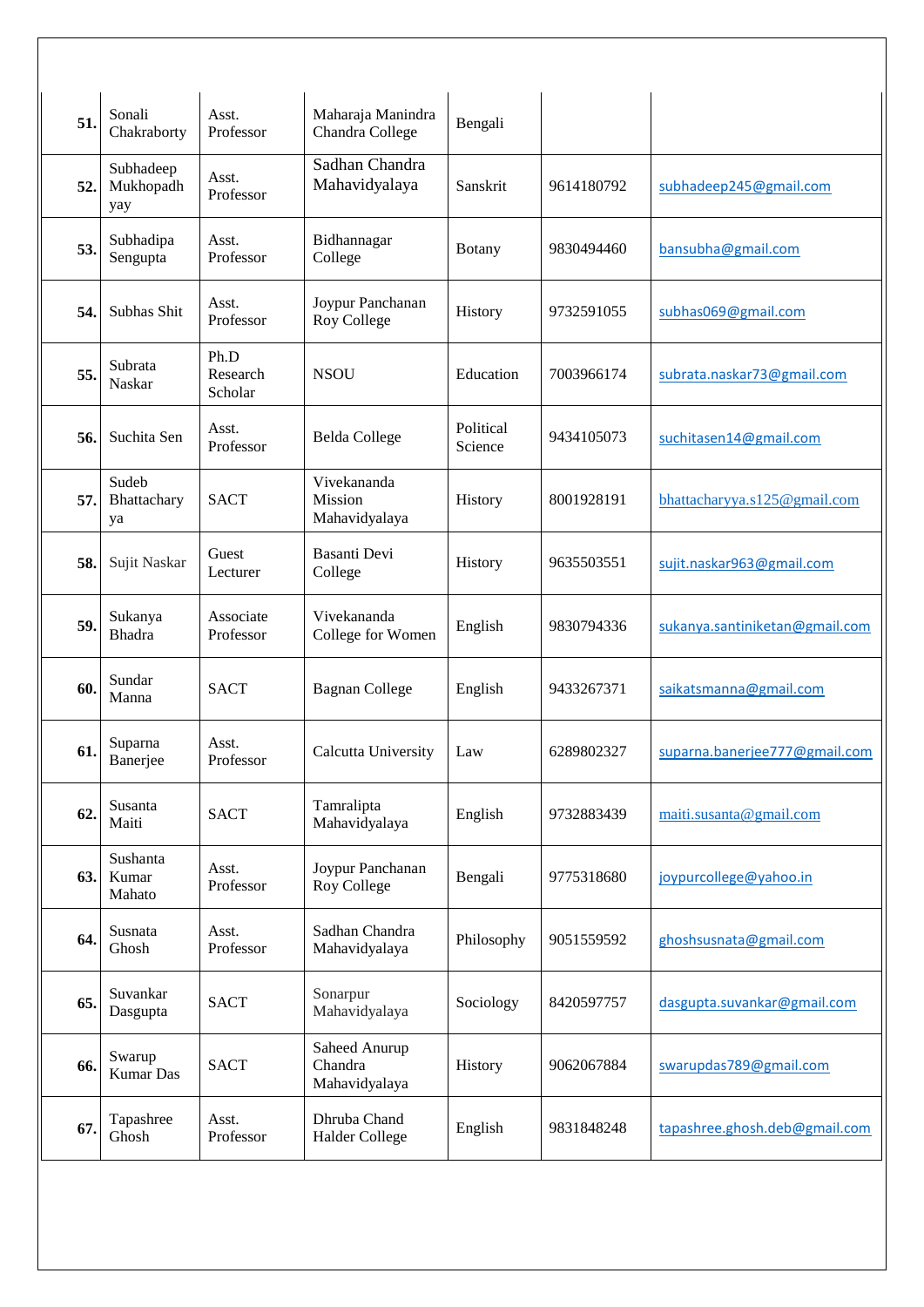| | | | | | | |
|---|---|---|---|---|---|---|
| **51.** | Sonali Chakraborty | Asst. Professor | Maharaja Manindra Chandra College | Bengali | | |
| **52.** | Subhadeep Mukhopadhyay | Asst. Professor | Sadhan Chandra Mahavidyalaya | Sanskrit | 9614180792 | subhadeep245@gmail.com |
| **53.** | Subhadipa Sengupta | Asst. Professor | Bidhannagar College | Botany | 9830494460 | bansubha@gmail.com |
| **54.** | Subhas Shit | Asst. Professor | Joypur Panchanan Roy College | History | 9732591055 | subhas069@gmail.com |
| **55.** | Subrata Naskar | Ph.D Research Scholar | NSOU | Education | 7003966174 | subrata.naskar73@gmail.com |
| **56.** | Suchita Sen | Asst. Professor | Belda College | Political Science | 9434105073 | suchitasen14@gmail.com |
| **57.** | Sudeb Bhattacharya | SACT | Vivekananda Mission Mahavidyalaya | History | 8001928191 | bhattacharyya.s125@gmail.com |
| **58.** | Sujit Naskar | Guest Lecturer | Basanti Devi College | History | 9635503551 | sujit.naskar963@gmail.com |
| **59.** | Sukanya Bhadra | Associate Professor | Vivekananda College for Women | English | 9830794336 | sukanya.santiniketan@gmail.com |
| **60.** | Sundar Manna | SACT | Bagnan College | English | 9433267371 | saikatsmanna@gmail.com |
| **61.** | Suparna Banerjee | Asst. Professor | Calcutta University | Law | 6289802327 | suparna.banerjee777@gmail.com |
| **62.** | Susanta Maiti | SACT | Tamralipta Mahavidyalaya | English | 9732883439 | maiti.susanta@gmail.com |
| **63.** | Sushanta Kumar Mahato | Asst. Professor | Joypur Panchanan Roy College | Bengali | 9775318680 | joypurcollege@yahoo.in |
| **64.** | Susnata Ghosh | Asst. Professor | Sadhan Chandra Mahavidyalaya | Philosophy | 9051559592 | ghoshsusnata@gmail.com |
| **65.** | Suvankar Dasgupta | SACT | Sonarpur Mahavidyalaya | Sociology | 8420597757 | dasgupta.suvankar@gmail.com |
| **66.** | Swarup Kumar Das | SACT | Saheed Anurup Chandra Mahavidyalaya | History | 9062067884 | swarupdas789@gmail.com |
| **67.** | Tapashree Ghosh | Asst. Professor | Dhruba Chand Halder College | English | 9831848248 | tapashree.ghosh.deb@gmail.com |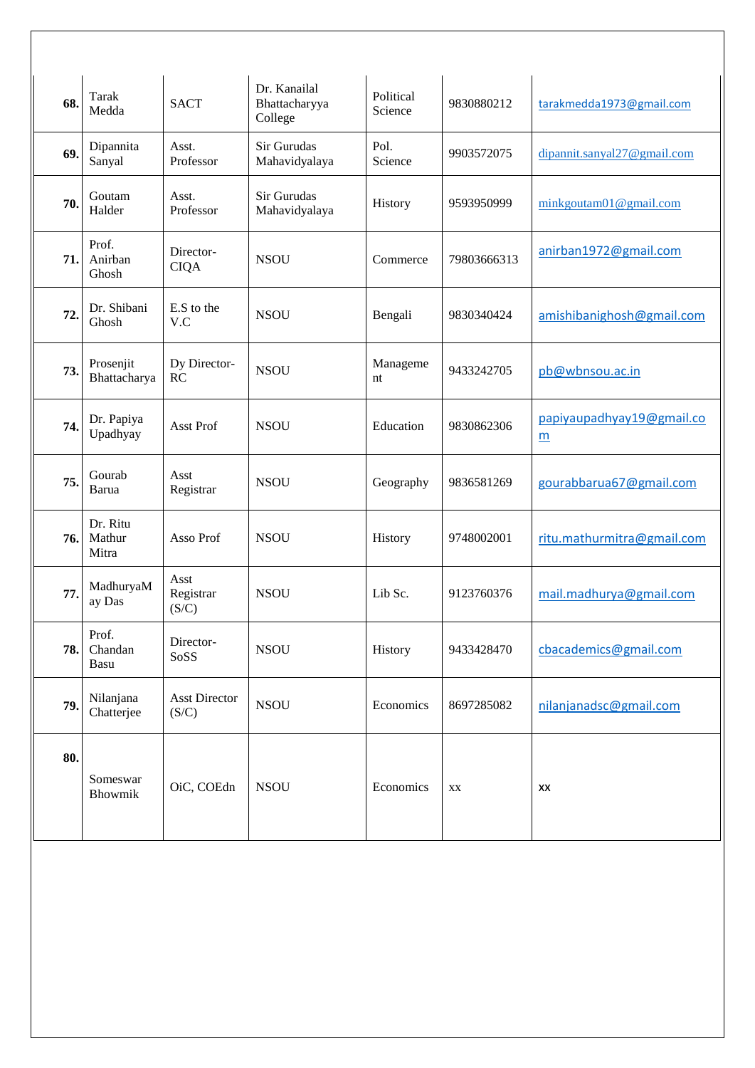| 68. | Tarak Medda | SACT | Dr. Kanailal Bhattacharyya College | Political Science | 9830880212 | tarakmedda1973@gmail.com |
|---|---|---|---|---|---|---|
| 69. | Dipannita Sanyal | Asst. Professor | Sir Gurudas Mahavidyalaya | Pol. Science | 9903572075 | dipannit.sanyal27@gmail.com |
| 70. | Goutam Halder | Asst. Professor | Sir Gurudas Mahavidyalaya | History | 9593950999 | minkgoutam01@gmail.com |
| 71. | Prof. Anirban Ghosh | Director-CIQA | NSOU | Commerce | 79803666313 | anirban1972@gmail.com |
| 72. | Dr. Shibani Ghosh | E.S to the V.C | NSOU | Bengali | 9830340424 | amishibanighosh@gmail.com |
| 73. | Prosenjit Bhattacharya | Dy Director-RC | NSOU | Management | 9433242705 | pb@wbnsou.ac.in |
| 74. | Dr. Papiya Upadhyay | Asst Prof | NSOU | Education | 9830862306 | papiyaupadhyay19@gmail.com |
| 75. | Gourab Barua | Asst Registrar | NSOU | Geography | 9836581269 | gourabbarua67@gmail.com |
| 76. | Dr. Ritu Mathur Mitra | Asso Prof | NSOU | History | 9748002001 | ritu.mathurmitra@gmail.com |
| 77. | MadhuryaMay Das | Asst Registrar (S/C) | NSOU | Lib Sc. | 9123760376 | mail.madhurya@gmail.com |
| 78. | Prof. Chandan Basu | Director-SoSS | NSOU | History | 9433428470 | cbacademics@gmail.com |
| 79. | Nilanjana Chatterjee | Asst Director (S/C) | NSOU | Economics | 8697285082 | nilanjanadsc@gmail.com |
| 80. | Someswar Bhowmik | OiC, COEdn | NSOU | Economics | xx | xx |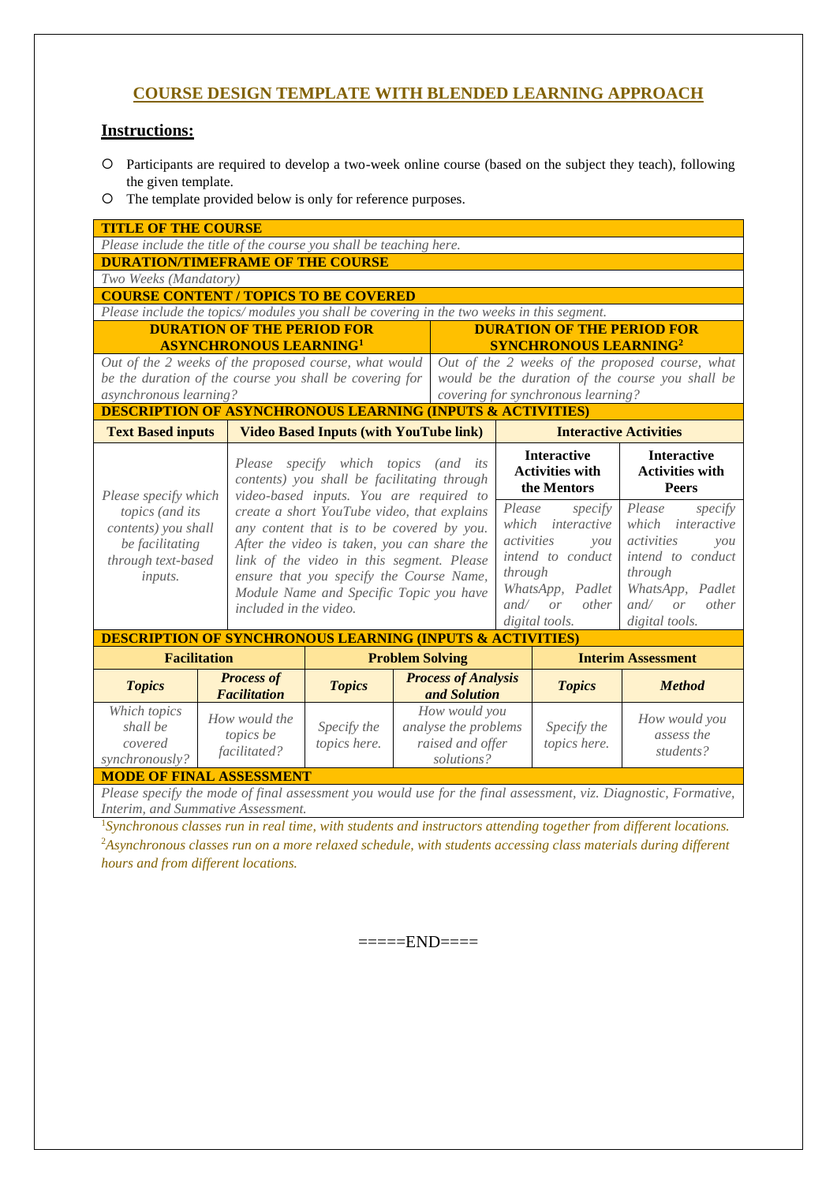## COURSE DESIGN TEMPLATE WITH BLENDED LEARNING APPROACH

### Instructions:

- Participants are required to develop a two-week online course (based on the subject they teach), following the given template.
- The template provided below is only for reference purposes.

| | | | | | |
|---|---|---|---|---|---|
| **TITLE OF THE COURSE** | | | | | |
| *Please include the title of the course you shall be teaching here.* | | | | | |
| **DURATION/TIMEFRAME OF THE COURSE** | | | | | |
| *Two Weeks (Mandatory)* | | | | | |
| **COURSE CONTENT / TOPICS TO BE COVERED** | | | | | |
| *Please include the topics/ modules you shall be covering in the two weeks in this segment.* | | | | | |
| **DURATION OF THE PERIOD FOR ASYNCHRONOUS LEARNING[1]** | | | **DURATION OF THE PERIOD FOR SYNCHRONOUS LEARNING[2]** | | |
| *Out of the 2 weeks of the proposed course, what would be the duration of the course you shall be covering for asynchronous learning?* | | | *Out of the 2 weeks of the proposed course, what would be the duration of the course you shall be covering for synchronous learning?* | | |
| **DESCRIPTION OF ASYNCHRONOUS LEARNING (INPUTS & ACTIVITIES)** | | | | | |
| **Text Based inputs** | **Video Based Inputs (with YouTube link)** | | **Interactive Activities** | | |
| | | | **Interactive Activities with the Mentors** | | **Interactive Activities with Peers** |
| *Please specify which topics (and its contents) you shall be facilitating through text-based inputs.* | *Please specify which topics (and its contents) you shall be facilitating through video-based inputs. You are required to create a short YouTube video, that explains any content that is to be covered by you. After the video is taken, you can share the link of the video in this segment. Please ensure that you specify the Course Name, Module Name and Specific Topic you have included in the video.* | | *Please specify which interactive activities you intend to conduct through WhatsApp, Padlet and/ or other digital tools.* | | *Please specify which interactive activities you intend to conduct through WhatsApp, Padlet and/ or other digital tools.* |
| **DESCRIPTION OF SYNCHRONOUS LEARNING (INPUTS & ACTIVITIES)** | | | | | |
| **Facilitation** | | **Problem Solving** | | **Interim Assessment** | |
| ***Topics*** | ***Process of Facilitation*** | ***Topics*** | ***Process of Analysis and Solution*** | ***Topics*** | ***Method*** |
| *Which topics shall be covered synchronously?* | *How would the topics be facilitated?* | *Specify the topics here.* | *How would you analyse the problems raised and offer solutions?* | *Specify the topics here.* | *How would you assess the students?* |
| **MODE OF FINAL ASSESSMENT** | | | | | |
| *Please specify the mode of final assessment you would use for the final assessment, viz. Diagnostic, Formative, Interim, and Summative Assessment.* | | | | | |

[1]*Synchronous classes run in real time, with students and instructors attending together from different locations.*

[2]*Asynchronous classes run on a more relaxed schedule, with students accessing class materials during different hours and from different locations.*

=====END====